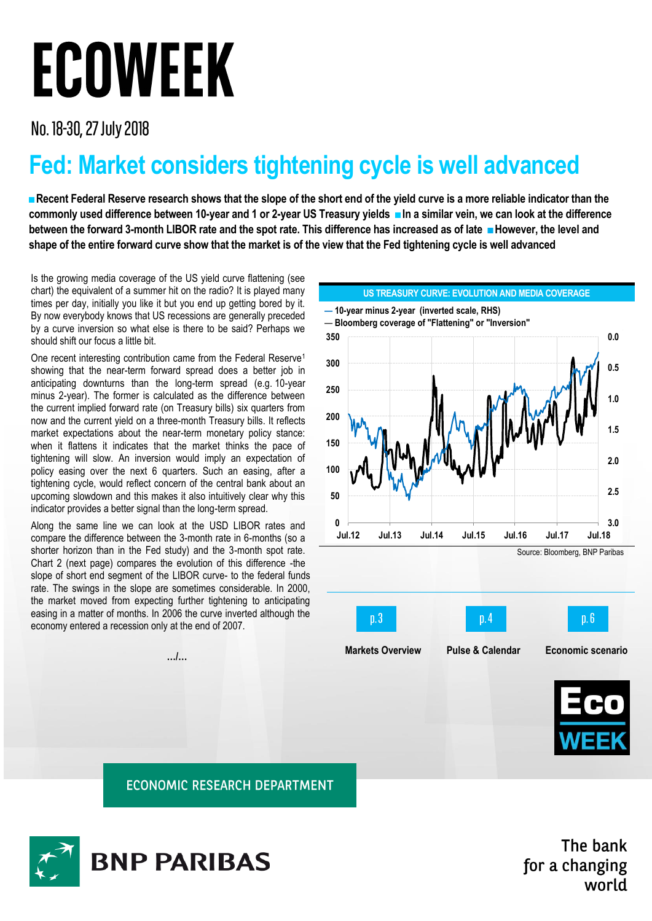# ECOWEEK

No. 18-30, 27 July 2018

## Fed: Market considers tightening cycle is well advanced

**■ Recent Federal Reserve research shows that the slope of the short end of the yield curve is a more reliable indicator than the commonly used difference between 10-year and 1 or 2-year US Treasury yields ■ In a similar vein, we can look at the difference between the forward 3-month LIBOR rate and the spot rate. This difference has increased as of late ■ However, the level and shape of the entire forward curve show that the market is of the view that the Fed tightening cycle is well advanced**

Is the growing media coverage of the US yield curve flattening (see chart) the equivalent of a summer hit on the radio? It is played many times per day, initially you like it but you end up getting bored by it. By now everybody knows that US recessions are generally preceded by a curve inversion so what else is there to be said? Perhaps we should shift our focus a little bit.

One recent interesting contribution came from the Federal Reserve[1] showing that the near-term forward spread does a better job in anticipating downturns than the long-term spread (e.g. 10-year minus 2-year). The former is calculated as the difference between the current implied forward rate (on Treasury bills) six quarters from now and the current yield on a three-month Treasury bills. It reflects market expectations about the near-term monetary policy stance: when it flattens it indicates that the market thinks the pace of tightening will slow. An inversion would imply an expectation of policy easing over the next 6 quarters. Such an easing, after a tightening cycle, would reflect concern of the central bank about an upcoming slowdown and this makes it also intuitively clear why this indicator provides a better signal than the long-term spread.

Along the same line we can look at the USD LIBOR rates and compare the difference between the 3-month rate in 6-months (so a shorter horizon than in the Fed study) and the 3-month spot rate. Chart 2 (next page) compares the evolution of this difference -the slope of short end segment of the LIBOR curve- to the federal funds rate. The swings in the slope are sometimes considerable. In 2000, the market moved from expecting further tightening to anticipating easing in a matter of months. In 2006 the curve inverted although the economy entered a recession only at the end of 2007.

.../...

**US TREASURY CURVE: EVOLUTION AND MEDIA COVERAGE**

— 10-year minus 2-year (inverted scale, RHS)
— Bloomberg coverage of "Flattening" or "Inversion"

Source: Bloomberg, BNP Paribas

p.3 Markets Overview | p.4 Pulse & Calendar | p.6 Economic scenario

ECONOMIC RESEARCH DEPARTMENT

BNP PARIBAS — The bank for a changing world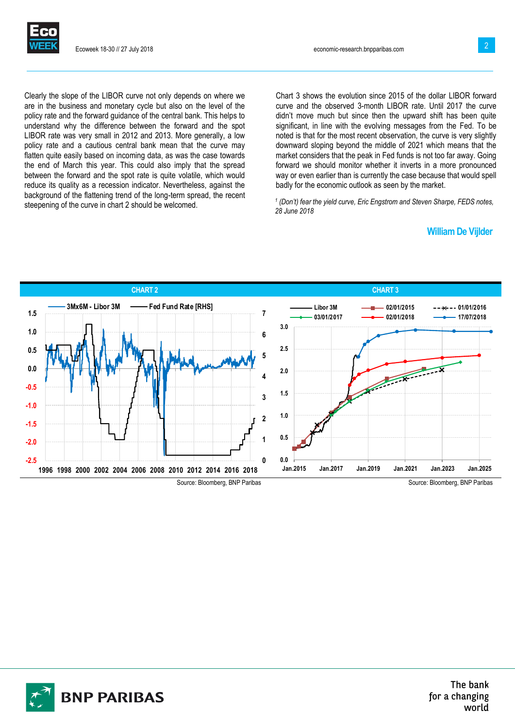Clearly the slope of the LIBOR curve not only depends on where we are in the business and monetary cycle but also on the level of the policy rate and the forward guidance of the central bank. This helps to understand why the difference between the forward and the spot LIBOR rate was very small in 2012 and 2013. More generally, a low policy rate and a cautious central bank mean that the curve may flatten quite easily based on incoming data, as was the case towards the end of March this year. This could also imply that the spread between the forward and the spot rate is quite volatile, which would reduce its quality as a recession indicator. Nevertheless, against the background of the flattening trend of the long-term spread, the recent steepening of the curve in chart 2 should be welcomed.

Chart 3 shows the evolution since 2015 of the dollar LIBOR forward curve and the observed 3-month LIBOR rate. Until 2017 the curve didn't move much but since then the upward shift has been quite significant, in line with the evolving messages from the Fed. To be noted is that for the most recent observation, the curve is very slightly downward sloping beyond the middle of 2021 which means that the market considers that the peak in Fed funds is not too far away. Going forward we should monitor whether it inverts in a more pronounced way or even earlier than is currently the case because that would spell badly for the economic outlook as seen by the market.

[1] *(Don't) fear the yield curve, Eric Engstrom and Steven Sharpe, FEDS notes, 28 June 2018*

**William De Vijlder**

**CHART 2**

3Mx6M - Libor 3M
Fed Fund Rate [RHS]

1.5
1.0
0.5
0.0
-0.5
-1.0
-1.5
-2.0
-2.5

7
6
5
4
3
2
1
0

1996 1998 2000 2002 2004 2006 2008 2010 2012 2014 2016 2018

Source: Bloomberg, BNP Paribas

**CHART 3**

Libor 3M
02/01/2015
01/01/2016
03/01/2017
02/01/2018
17/07/2018

3.0
2.5
2.0
1.5
1.0
0.5
0.0

Jan.2015 Jan.2017 Jan.2019 Jan.2021 Jan.2023 Jan.2025

Source: Bloomberg, BNP Paribas